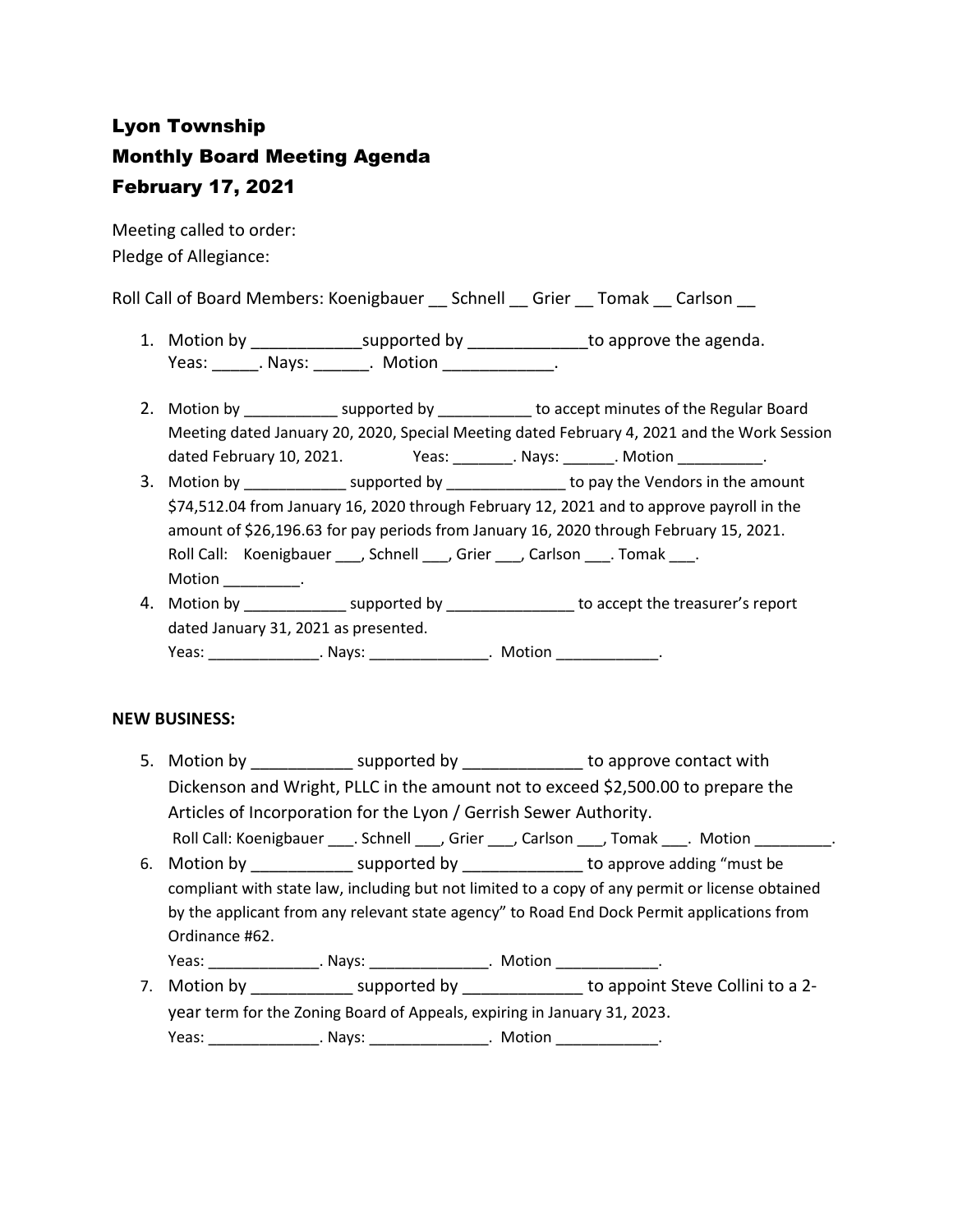# Lyon Township
# Monthly Board Meeting Agenda
# February 17, 2021

Meeting called to order:
Pledge of Allegiance:

Roll Call of Board Members: Koenigbauer __ Schnell __ Grier __ Tomak __ Carlson __

1. Motion by ____________supported by _____________to approve the agenda.
   Yeas: _____. Nays: ______. Motion ____________.
2. Motion by ___________ supported by ___________ to accept minutes of the Regular Board Meeting dated January 20, 2020, Special Meeting dated February 4, 2021 and the Work Session dated February 10, 2021. Yeas: _______. Nays: ______. Motion __________.
3. Motion by ____________ supported by ______________ to pay the Vendors in the amount $74,512.04 from January 16, 2020 through February 12, 2021 and to approve payroll in the amount of $26,196.63 for pay periods from January 16, 2020 through February 15, 2021.
   Roll Call: Koenigbauer ___, Schnell ___, Grier ___, Carlson ___. Tomak ___.
   Motion _________.
4. Motion by ____________ supported by _______________ to accept the treasurer's report dated January 31, 2021 as presented.
   Yeas: _____________. Nays: ______________. Motion ____________.

**NEW BUSINESS:**

5. Motion by ___________ supported by _____________ to approve contact with Dickenson and Wright, PLLC in the amount not to exceed $2,500.00 to prepare the Articles of Incorporation for the Lyon / Gerrish Sewer Authority.
   Roll Call: Koenigbauer ___. Schnell ___, Grier ___, Carlson ___, Tomak ___. Motion _________.
6. Motion by ___________ supported by _____________ to approve adding "must be compliant with state law, including but not limited to a copy of any permit or license obtained by the applicant from any relevant state agency" to Road End Dock Permit applications from Ordinance #62.
   Yeas: _____________. Nays: ______________. Motion ____________.
7. Motion by ___________ supported by _____________ to appoint Steve Collini to a 2-year term for the Zoning Board of Appeals, expiring in January 31, 2023.
   Yeas: _____________. Nays: ______________. Motion ____________.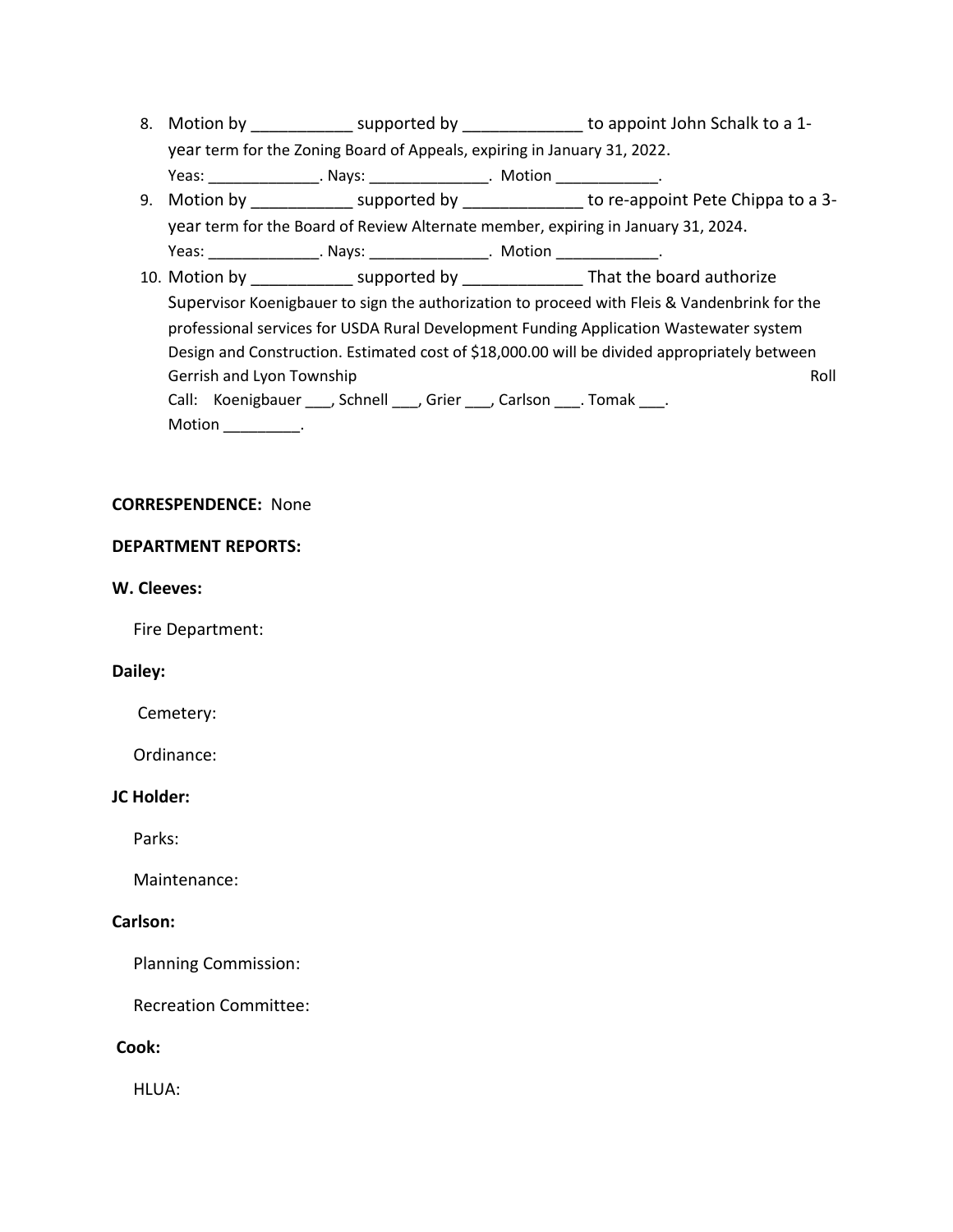8. Motion by ___________ supported by _____________ to appoint John Schalk to a 1-year term for the Zoning Board of Appeals, expiring in January 31, 2022.
   Yeas: _____________. Nays: ______________. Motion ____________.
9. Motion by ___________ supported by _____________ to re-appoint Pete Chippa to a 3-year term for the Board of Review Alternate member, expiring in January 31, 2024.
   Yeas: _____________. Nays: ______________. Motion ____________.
10. Motion by ___________ supported by _____________ That the board authorize Supervisor Koenigbauer to sign the authorization to proceed with Fleis & Vandenbrink for the professional services for USDA Rural Development Funding Application Wastewater system Design and Construction. Estimated cost of $18,000.00 will be divided appropriately between Gerrish and Lyon Township Roll Call: Koenigbauer ___, Schnell ___, Grier ___, Carlson ___. Tomak ___.
    Motion _________.

**CORRESPENDENCE:** None

**DEPARTMENT REPORTS:**

**W. Cleeves:**

Fire Department:

**Dailey:**

Cemetery:

Ordinance:

**JC Holder:**

Parks:

Maintenance:

**Carlson:**

Planning Commission:

Recreation Committee:

**Cook:**

HLUA: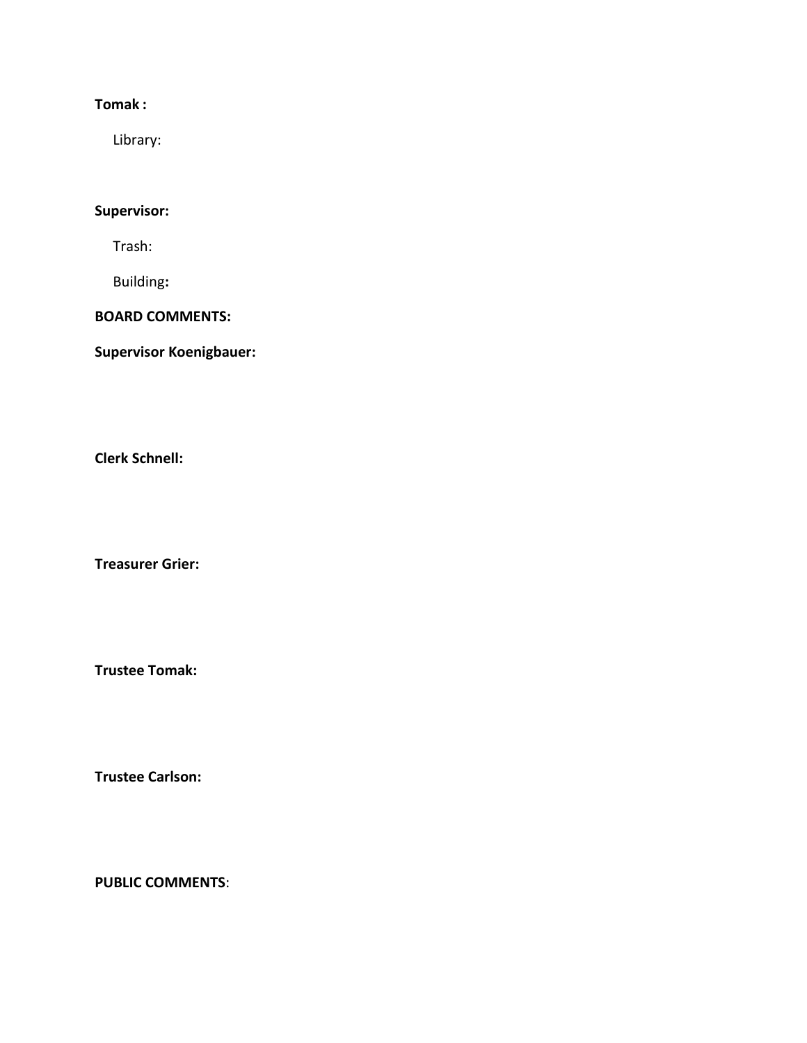**Tomak :**

Library:

**Supervisor:**

Trash:

Building**:**

**BOARD COMMENTS:**

**Supervisor Koenigbauer:**

**Clerk Schnell:**

**Treasurer Grier:**

**Trustee Tomak:**

**Trustee Carlson:**

**PUBLIC COMMENTS**: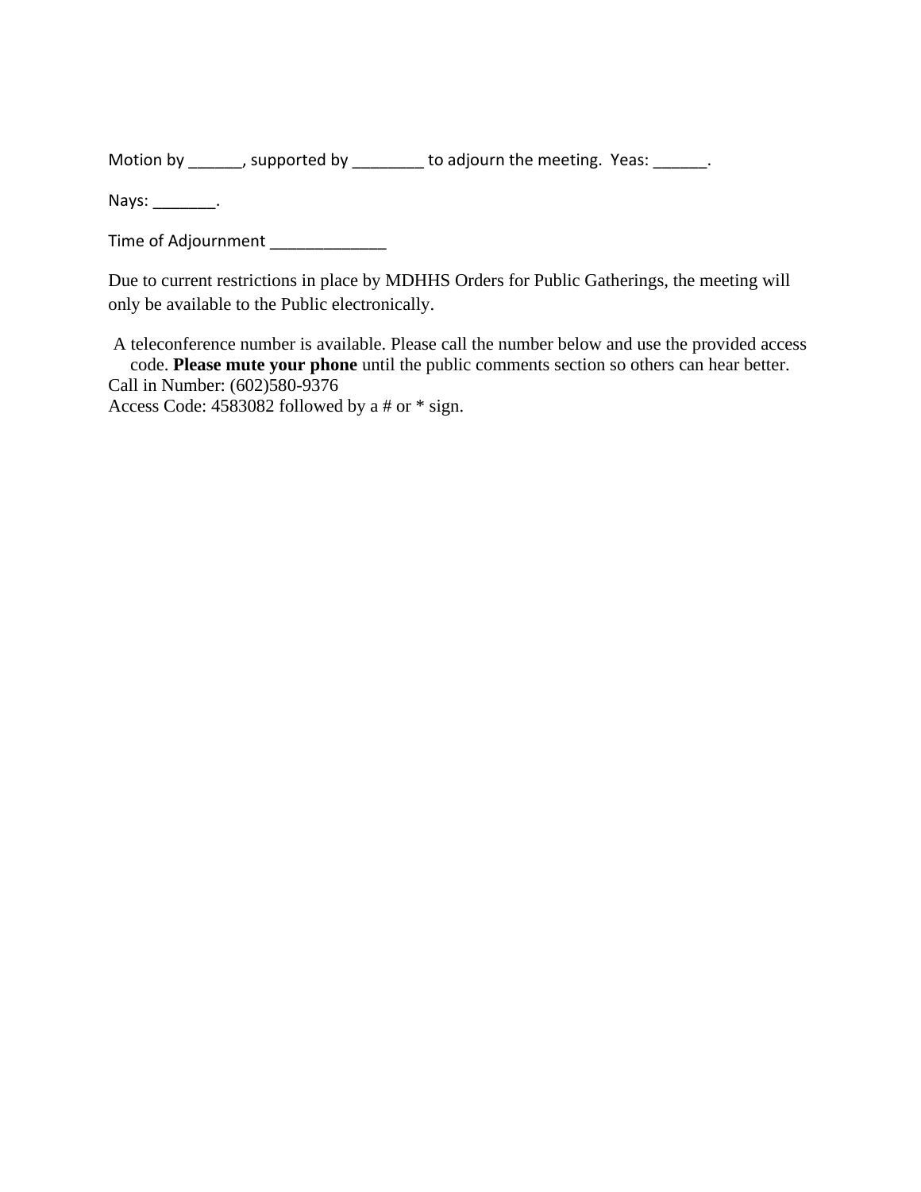Motion by ______, supported by ________ to adjourn the meeting. Yeas: ______.

Nays: _______.

Time of Adjournment _____________

Due to current restrictions in place by MDHHS Orders for Public Gatherings, the meeting will only be available to the Public electronically.

A teleconference number is available. Please call the number below and use the provided access code. **Please mute your phone** until the public comments section so others can hear better.
Call in Number: (602)580-9376
Access Code: 4583082 followed by a # or * sign.